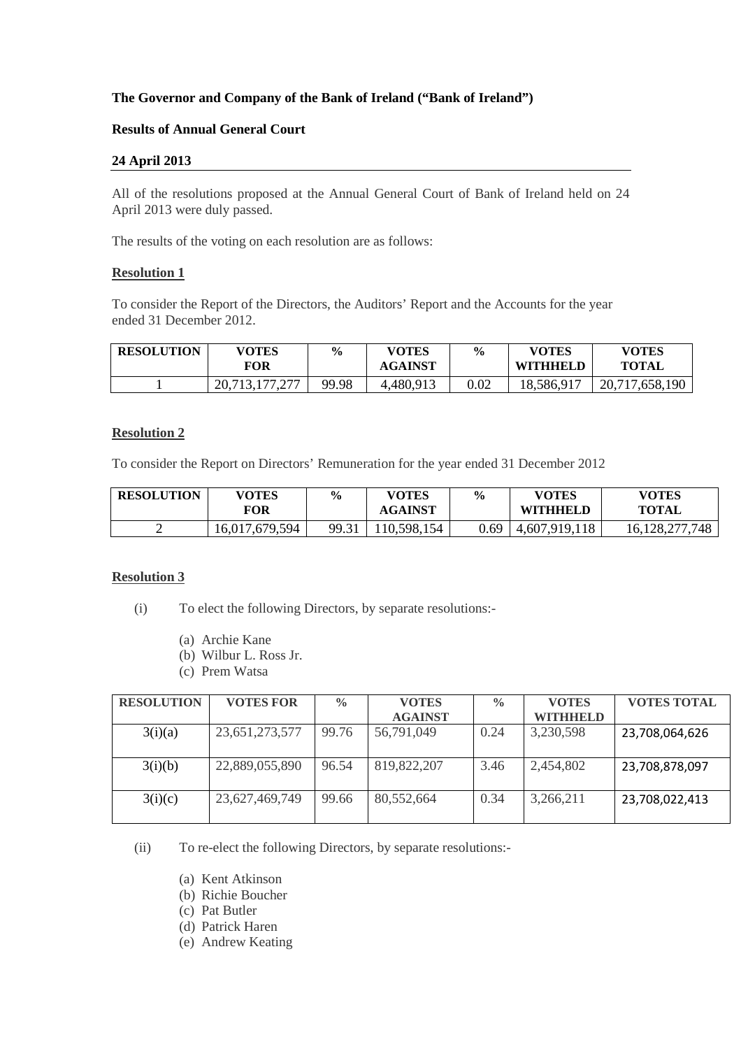**The Governor and Company of the Bank of Ireland ("Bank of Ireland")**

**Results of Annual General Court**

**24 April 2013**

All of the resolutions proposed at the Annual General Court of Bank of Ireland held on 24 April 2013 were duly passed.

The results of the voting on each resolution are as follows:

**Resolution 1**

To consider the Report of the Directors, the Auditors' Report and the Accounts for the year ended 31 December 2012.

| RESOLUTION | VOTES FOR | % | VOTES AGAINST | % | VOTES WITHHELD | VOTES TOTAL |
|---|---|---|---|---|---|---|
| 1 | 20,713,177,277 | 99.98 | 4,480,913 | 0.02 | 18,586,917 | 20,717,658,190 |

**Resolution 2**

To consider the Report on Directors' Remuneration for the year ended 31 December 2012

| RESOLUTION | VOTES FOR | % | VOTES AGAINST | % | VOTES WITHHELD | VOTES TOTAL |
|---|---|---|---|---|---|---|
| 2 | 16,017,679,594 | 99.31 | 110,598,154 | 0.69 | 4,607,919,118 | 16,128,277,748 |

**Resolution 3**

(i) To elect the following Directors, by separate resolutions:-

(a) Archie Kane
(b) Wilbur L. Ross Jr.
(c) Prem Watsa

| RESOLUTION | VOTES FOR | % | VOTES AGAINST | % | VOTES WITHHELD | VOTES TOTAL |
|---|---|---|---|---|---|---|
| 3(i)(a) | 23,651,273,577 | 99.76 | 56,791,049 | 0.24 | 3,230,598 | 23,708,064,626 |
| 3(i)(b) | 22,889,055,890 | 96.54 | 819,822,207 | 3.46 | 2,454,802 | 23,708,878,097 |
| 3(i)(c) | 23,627,469,749 | 99.66 | 80,552,664 | 0.34 | 3,266,211 | 23,708,022,413 |

(ii) To re-elect the following Directors, by separate resolutions:-

(a) Kent Atkinson
(b) Richie Boucher
(c) Pat Butler
(d) Patrick Haren
(e) Andrew Keating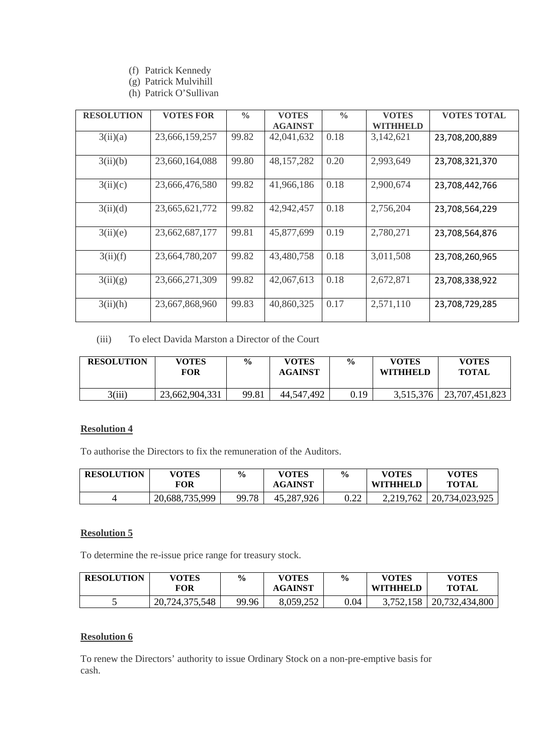(f) Patrick Kennedy
(g) Patrick Mulvihill
(h) Patrick O'Sullivan

| RESOLUTION | VOTES FOR | % | VOTES AGAINST | % | VOTES WITHHELD | VOTES TOTAL |
|---|---|---|---|---|---|---|
| 3(ii)(a) | 23,666,159,257 | 99.82 | 42,041,632 | 0.18 | 3,142,621 | 23,708,200,889 |
| 3(ii)(b) | 23,660,164,088 | 99.80 | 48,157,282 | 0.20 | 2,993,649 | 23,708,321,370 |
| 3(ii)(c) | 23,666,476,580 | 99.82 | 41,966,186 | 0.18 | 2,900,674 | 23,708,442,766 |
| 3(ii)(d) | 23,665,621,772 | 99.82 | 42,942,457 | 0.18 | 2,756,204 | 23,708,564,229 |
| 3(ii)(e) | 23,662,687,177 | 99.81 | 45,877,699 | 0.19 | 2,780,271 | 23,708,564,876 |
| 3(ii)(f) | 23,664,780,207 | 99.82 | 43,480,758 | 0.18 | 3,011,508 | 23,708,260,965 |
| 3(ii)(g) | 23,666,271,309 | 99.82 | 42,067,613 | 0.18 | 2,672,871 | 23,708,338,922 |
| 3(ii)(h) | 23,667,868,960 | 99.83 | 40,860,325 | 0.17 | 2,571,110 | 23,708,729,285 |

(iii) To elect Davida Marston a Director of the Court

| RESOLUTION | VOTES FOR | % | VOTES AGAINST | % | VOTES WITHHELD | VOTES TOTAL |
|---|---|---|---|---|---|---|
| 3(iii) | 23,662,904,331 | 99.81 | 44,547,492 | 0.19 | 3,515,376 | 23,707,451,823 |

**Resolution 4**

To authorise the Directors to fix the remuneration of the Auditors.

| RESOLUTION | VOTES FOR | % | VOTES AGAINST | % | VOTES WITHHELD | VOTES TOTAL |
|---|---|---|---|---|---|---|
| 4 | 20,688,735,999 | 99.78 | 45,287,926 | 0.22 | 2,219,762 | 20,734,023,925 |

**Resolution 5**

To determine the re-issue price range for treasury stock.

| RESOLUTION | VOTES FOR | % | VOTES AGAINST | % | VOTES WITHHELD | VOTES TOTAL |
|---|---|---|---|---|---|---|
| 5 | 20,724,375,548 | 99.96 | 8,059,252 | 0.04 | 3,752,158 | 20,732,434,800 |

**Resolution 6**

To renew the Directors' authority to issue Ordinary Stock on a non-pre-emptive basis for cash.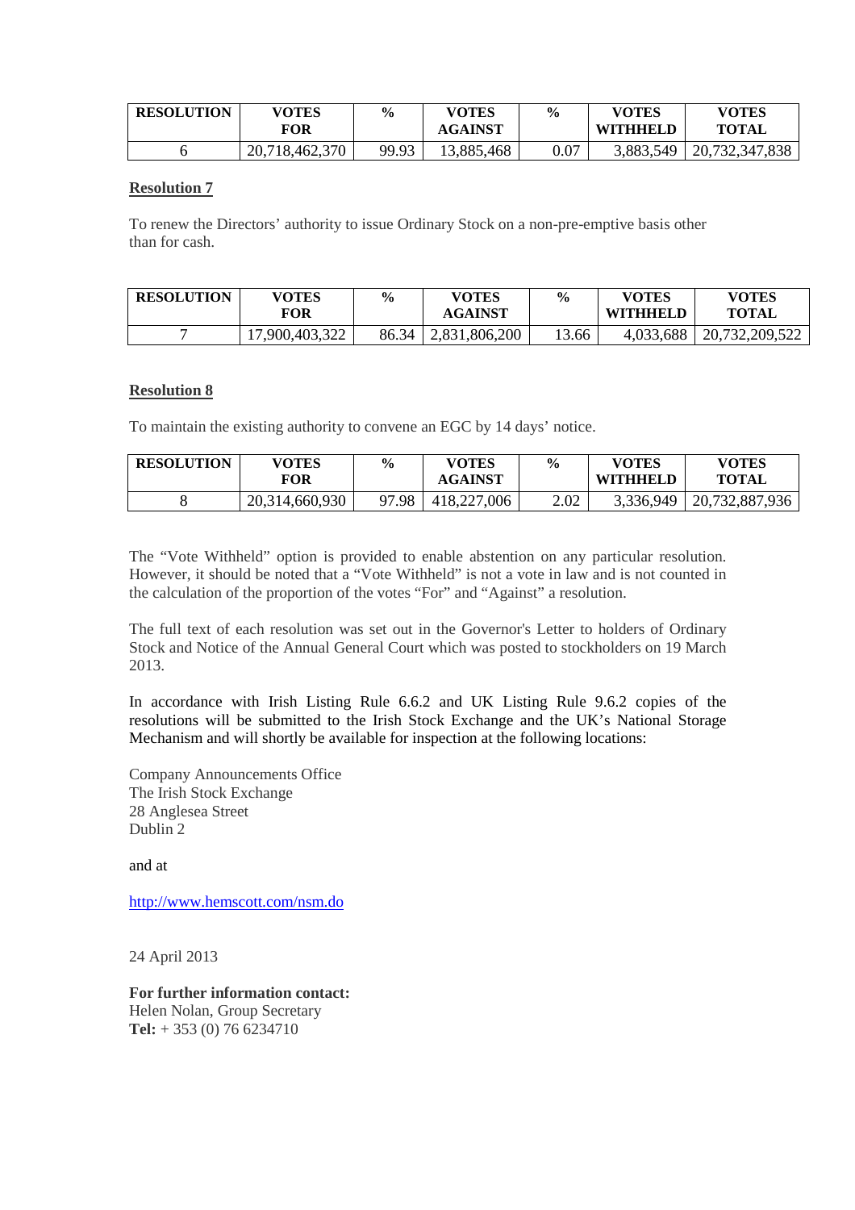| RESOLUTION | VOTES FOR | % | VOTES AGAINST | % | VOTES WITHHELD | VOTES TOTAL |
|---|---|---|---|---|---|---|
| 6 | 20,718,462,370 | 99.93 | 13,885,468 | 0.07 | 3,883,549 | 20,732,347,838 |

**Resolution 7**

To renew the Directors' authority to issue Ordinary Stock on a non-pre-emptive basis other than for cash.

| RESOLUTION | VOTES FOR | % | VOTES AGAINST | % | VOTES WITHHELD | VOTES TOTAL |
|---|---|---|---|---|---|---|
| 7 | 17,900,403,322 | 86.34 | 2,831,806,200 | 13.66 | 4,033,688 | 20,732,209,522 |

**Resolution 8**

To maintain the existing authority to convene an EGC by 14 days' notice.

| RESOLUTION | VOTES FOR | % | VOTES AGAINST | % | VOTES WITHHELD | VOTES TOTAL |
|---|---|---|---|---|---|---|
| 8 | 20,314,660,930 | 97.98 | 418,227,006 | 2.02 | 3,336,949 | 20,732,887,936 |

The "Vote Withheld" option is provided to enable abstention on any particular resolution. However, it should be noted that a "Vote Withheld" is not a vote in law and is not counted in the calculation of the proportion of the votes "For" and "Against" a resolution.

The full text of each resolution was set out in the Governor's Letter to holders of Ordinary Stock and Notice of the Annual General Court which was posted to stockholders on 19 March 2013.

In accordance with Irish Listing Rule 6.6.2 and UK Listing Rule 9.6.2 copies of the resolutions will be submitted to the Irish Stock Exchange and the UK's National Storage Mechanism and will shortly be available for inspection at the following locations:

Company Announcements Office
The Irish Stock Exchange
28 Anglesea Street
Dublin 2

and at

http://www.hemscott.com/nsm.do

24 April 2013

**For further information contact:**
Helen Nolan, Group Secretary
**Tel:** + 353 (0) 76 6234710